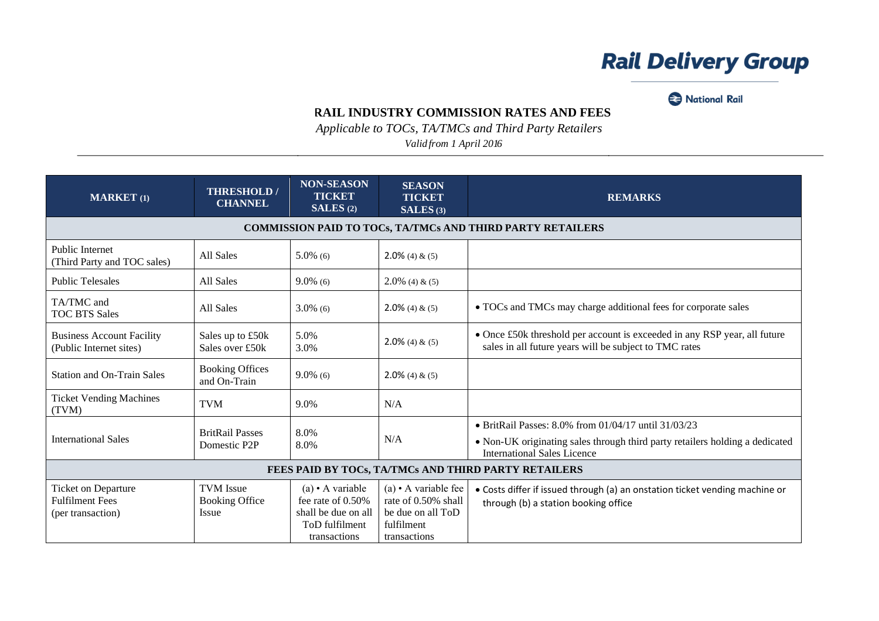Rail Delivery Group

National Rail

# RAIL INDUSTRY COMMISSION RATES AND FEES

*Applicable to TOCs, TA/TMCs and Third Party Retailers*

*Valid from 1 April 2016*

| MARKET (1) | THRESHOLD / CHANNEL | NON-SEASON TICKET SALES (2) | SEASON TICKET SALES (3) | REMARKS |
|---|---|---|---|---|
| **COMMISSION PAID TO TOCs, TA/TMCs AND THIRD PARTY RETAILERS** | | | | |
| Public Internet (Third Party and TOC sales) | All Sales | 5.0% (6) | 2.0% (4) & (5) | |
| Public Telesales | All Sales | 9.0% (6) | 2.0% (4) & (5) | |
| TA/TMC and TOC BTS Sales | All Sales | 3.0% (6) | 2.0% (4) & (5) | • TOCs and TMCs may charge additional fees for corporate sales |
| Business Account Facility (Public Internet sites) | Sales up to £50k<br>Sales over £50k | 5.0%<br>3.0% | 2.0% (4) & (5) | • Once £50k threshold per account is exceeded in any RSP year, all future sales in all future years will be subject to TMC rates |
| Station and On-Train Sales | Booking Offices and On-Train | 9.0% (6) | 2.0% (4) & (5) | |
| Ticket Vending Machines (TVM) | TVM | 9.0% | N/A | |
| International Sales | BritRail Passes<br>Domestic P2P | 8.0%<br>8.0% | N/A | • BritRail Passes: 8.0% from 01/04/17 until 31/03/23<br>• Non-UK originating sales through third party retailers holding a dedicated International Sales Licence |
| **FEES PAID BY TOCs, TA/TMCs AND THIRD PARTY RETAILERS** | | | | |
| Ticket on Departure Fulfilment Fees (per transaction) | TVM Issue<br>Booking Office Issue | (a) • A variable fee rate of 0.50% shall be due on all ToD fulfilment transactions | (a) • A variable fee rate of 0.50% shall be due on all ToD fulfilment transactions | • Costs differ if issued through (a) an onstation ticket vending machine or through (b) a station booking office |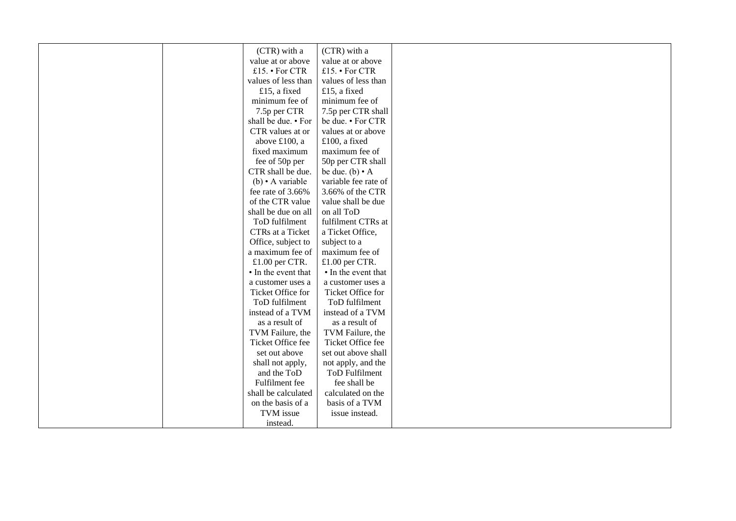| | | | | |
|---|---|---|---|---|
| | | (CTR) with a value at or above £15. • For CTR values of less than £15, a fixed minimum fee of 7.5p per CTR shall be due. • For CTR values at or above £100, a fixed maximum fee of 50p per CTR shall be due. (b) • A variable fee rate of 3.66% of the CTR value shall be due on all ToD fulfilment CTRs at a Ticket Office, subject to a maximum fee of £1.00 per CTR. • In the event that a customer uses a Ticket Office for ToD fulfilment instead of a TVM as a result of TVM Failure, the Ticket Office fee set out above shall not apply, and the ToD Fulfilment fee shall be calculated on the basis of a TVM issue instead. | (CTR) with a value at or above £15. • For CTR values of less than £15, a fixed minimum fee of 7.5p per CTR shall be due. • For CTR values at or above £100, a fixed maximum fee of 50p per CTR shall be due. (b) • A variable fee rate of 3.66% of the CTR value shall be due on all ToD fulfilment CTRs at a Ticket Office, subject to a maximum fee of £1.00 per CTR. • In the event that a customer uses a Ticket Office for ToD fulfilment instead of a TVM as a result of TVM Failure, the Ticket Office fee set out above shall not apply, and the ToD Fulfilment fee shall be calculated on the basis of a TVM issue instead. | |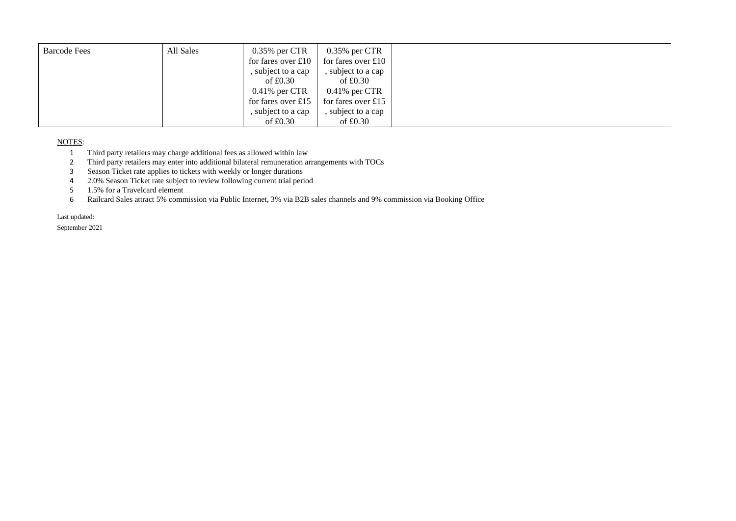| | | | | |
|---|---|---|---|---|
| Barcode Fees | All Sales | 0.35% per CTR for fares over £10 , subject to a cap of £0.30 0.41% per CTR for fares over £15 , subject to a cap of £0.30 | 0.35% per CTR for fares over £10 , subject to a cap of £0.30 0.41% per CTR for fares over £15 , subject to a cap of £0.30 | |

NOTES:

1. Third party retailers may charge additional fees as allowed within law
2. Third party retailers may enter into additional bilateral remuneration arrangements with TOCs
3. Season Ticket rate applies to tickets with weekly or longer durations
4. 2.0% Season Ticket rate subject to review following current trial period
5. 1.5% for a Travelcard element
6. Railcard Sales attract 5% commission via Public Internet, 3% via B2B sales channels and 9% commission via Booking Office

Last updated:

September 2021